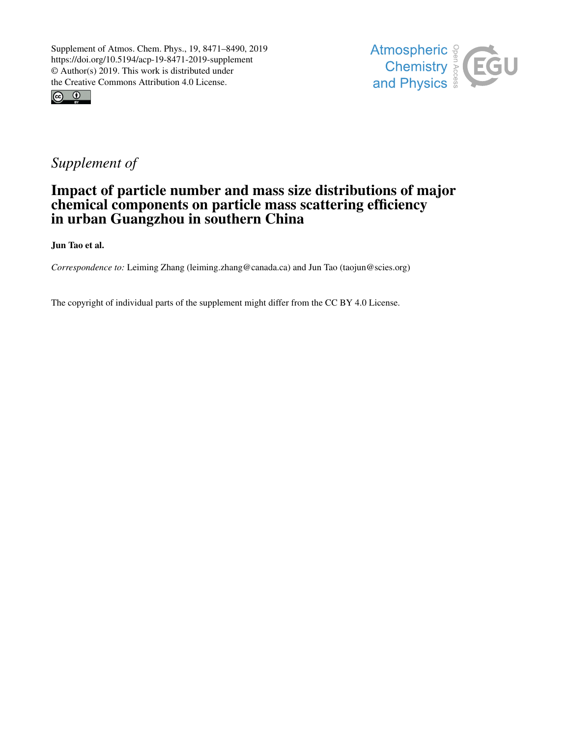Supplement of Atmos. Chem. Phys., 19, 8471–8490, 2019
https://doi.org/10.5194/acp-19-8471-2019-supplement
© Author(s) 2019. This work is distributed under
the Creative Commons Attribution 4.0 License.

*Supplement of*

# Impact of particle number and mass size distributions of major chemical components on particle mass scattering efficiency in urban Guangzhou in southern China

**Jun Tao et al.**

*Correspondence to:* Leiming Zhang (leiming.zhang@canada.ca) and Jun Tao (taojun@scies.org)

The copyright of individual parts of the supplement might differ from the CC BY 4.0 License.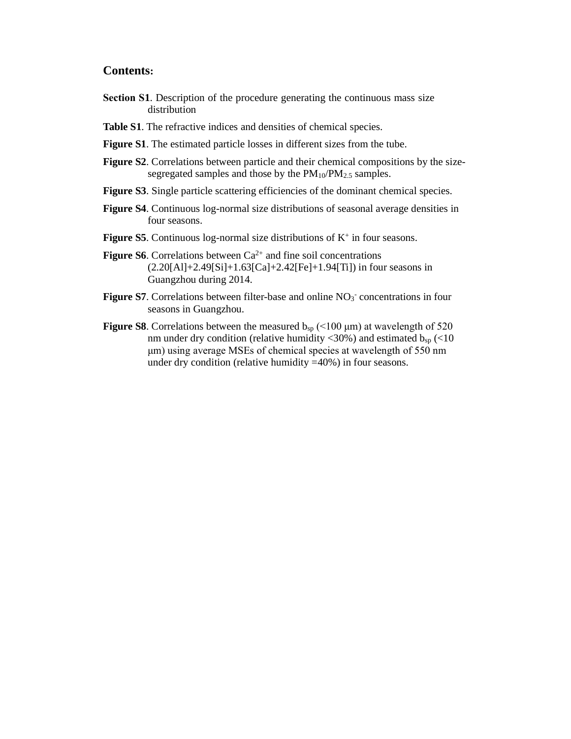## Contents:

**Section S1**. Description of the procedure generating the continuous mass size distribution

**Table S1**. The refractive indices and densities of chemical species.

**Figure S1**. The estimated particle losses in different sizes from the tube.

**Figure S2**. Correlations between particle and their chemical compositions by the size-segregated samples and those by the $PM_{10}$/$PM_{2.5}$ samples.

**Figure S3**. Single particle scattering efficiencies of the dominant chemical species.

**Figure S4**. Continuous log-normal size distributions of seasonal average densities in four seasons.

**Figure S5**. Continuous log-normal size distributions of $K^+$ in four seasons.

**Figure S6**. Correlations between $Ca^{2+}$ and fine soil concentrations (2.20[Al]+2.49[Si]+1.63[Ca]+2.42[Fe]+1.94[Ti]) in four seasons in Guangzhou during 2014.

**Figure S7**. Correlations between filter-base and online $NO_3^-$ concentrations in four seasons in Guangzhou.

**Figure S8**. Correlations between the measured $b_{sp}$ (<100 μm) at wavelength of 520 nm under dry condition (relative humidity <30%) and estimated $b_{sp}$ (<10 μm) using average MSEs of chemical species at wavelength of 550 nm under dry condition (relative humidity =40%) in four seasons.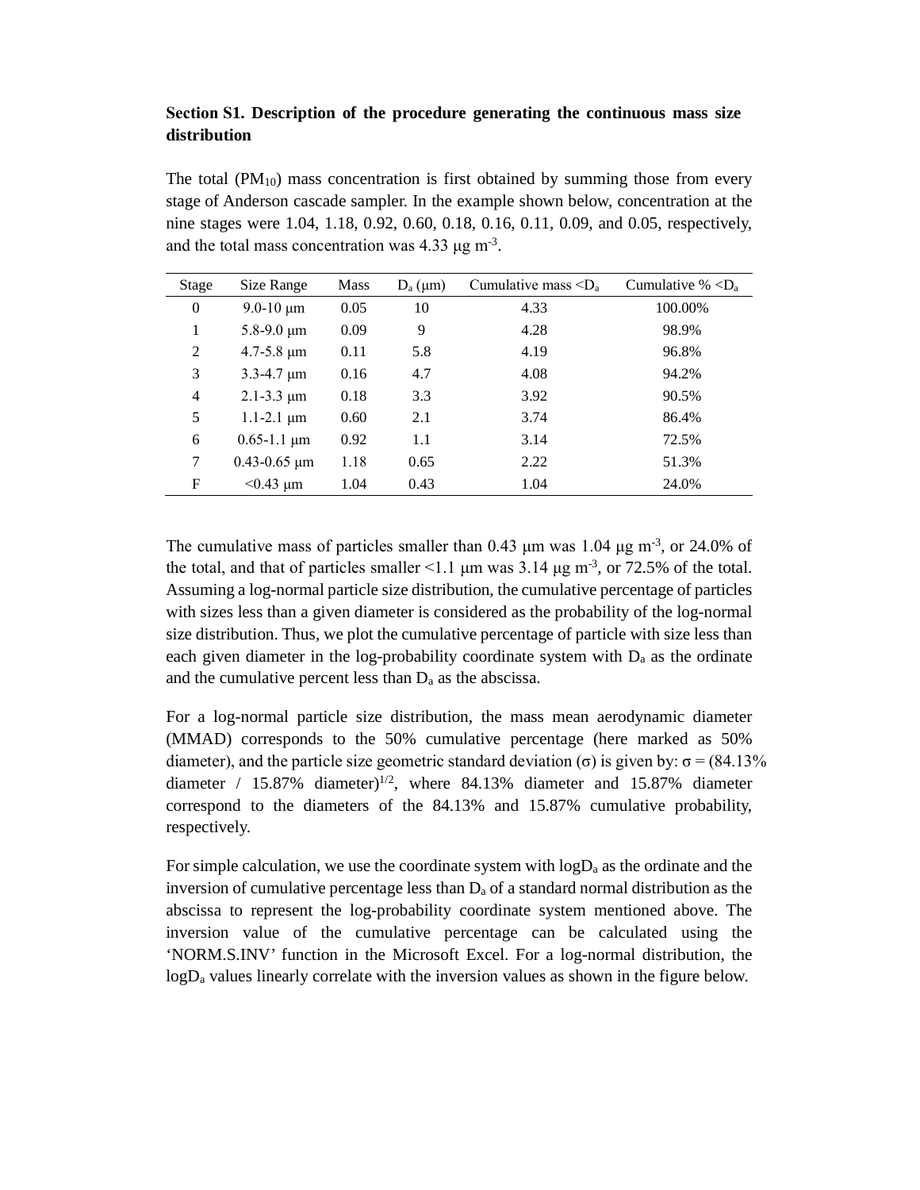**Section S1. Description of the procedure generating the continuous mass size distribution**

The total ($PM_{10}$) mass concentration is first obtained by summing those from every stage of Anderson cascade sampler. In the example shown below, concentration at the nine stages were 1.04, 1.18, 0.92, 0.60, 0.18, 0.16, 0.11, 0.09, and 0.05, respectively, and the total mass concentration was 4.33 μg $m^{-3}$.

| Stage | Size Range | Mass | $D_a$ (μm) | Cumulative mass <$D_a$ | Cumulative % <$D_a$ |
|---|---|---|---|---|---|
| 0 | 9.0-10 μm | 0.05 | 10 | 4.33 | 100.00% |
| 1 | 5.8-9.0 μm | 0.09 | 9 | 4.28 | 98.9% |
| 2 | 4.7-5.8 μm | 0.11 | 5.8 | 4.19 | 96.8% |
| 3 | 3.3-4.7 μm | 0.16 | 4.7 | 4.08 | 94.2% |
| 4 | 2.1-3.3 μm | 0.18 | 3.3 | 3.92 | 90.5% |
| 5 | 1.1-2.1 μm | 0.60 | 2.1 | 3.74 | 86.4% |
| 6 | 0.65-1.1 μm | 0.92 | 1.1 | 3.14 | 72.5% |
| 7 | 0.43-0.65 μm | 1.18 | 0.65 | 2.22 | 51.3% |
| F | <0.43 μm | 1.04 | 0.43 | 1.04 | 24.0% |

The cumulative mass of particles smaller than 0.43 μm was 1.04 μg $m^{-3}$, or 24.0% of the total, and that of particles smaller <1.1 μm was 3.14 μg $m^{-3}$, or 72.5% of the total. Assuming a log-normal particle size distribution, the cumulative percentage of particles with sizes less than a given diameter is considered as the probability of the log-normal size distribution. Thus, we plot the cumulative percentage of particle with size less than each given diameter in the log-probability coordinate system with $D_a$ as the ordinate and the cumulative percent less than $D_a$ as the abscissa.

For a log-normal particle size distribution, the mass mean aerodynamic diameter (MMAD) corresponds to the 50% cumulative percentage (here marked as 50% diameter), and the particle size geometric standard deviation ($\sigma$) is given by: $\sigma = (84.13\% \text{ diameter} / 15.87\% \text{ diameter})^{1/2}$, where 84.13% diameter and 15.87% diameter correspond to the diameters of the 84.13% and 15.87% cumulative probability, respectively.

For simple calculation, we use the coordinate system with $\log D_a$ as the ordinate and the inversion of cumulative percentage less than $D_a$ of a standard normal distribution as the abscissa to represent the log-probability coordinate system mentioned above. The inversion value of the cumulative percentage can be calculated using the 'NORM.S.INV' function in the Microsoft Excel. For a log-normal distribution, the $\log D_a$ values linearly correlate with the inversion values as shown in the figure below.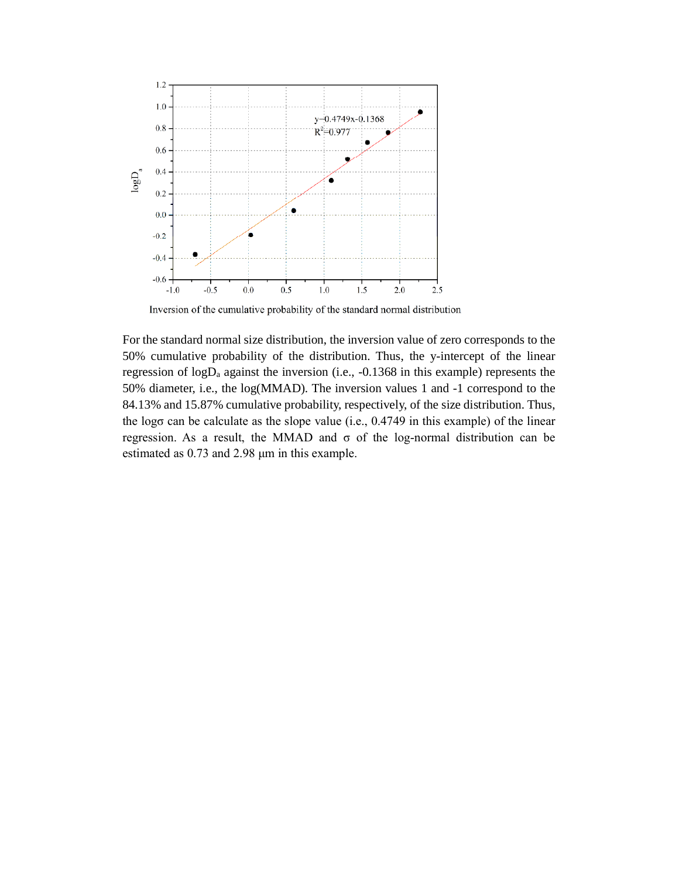For the standard normal size distribution, the inversion value of zero corresponds to the 50% cumulative probability of the distribution. Thus, the y-intercept of the linear regression of $\log D_a$ against the inversion (i.e., -0.1368 in this example) represents the 50% diameter, i.e., the log(MMAD). The inversion values 1 and -1 correspond to the 84.13% and 15.87% cumulative probability, respectively, of the size distribution. Thus, the $\log\sigma$ can be calculate as the slope value (i.e., 0.4749 in this example) of the linear regression. As a result, the MMAD and $\sigma$ of the log-normal distribution can be estimated as 0.73 and 2.98 μm in this example.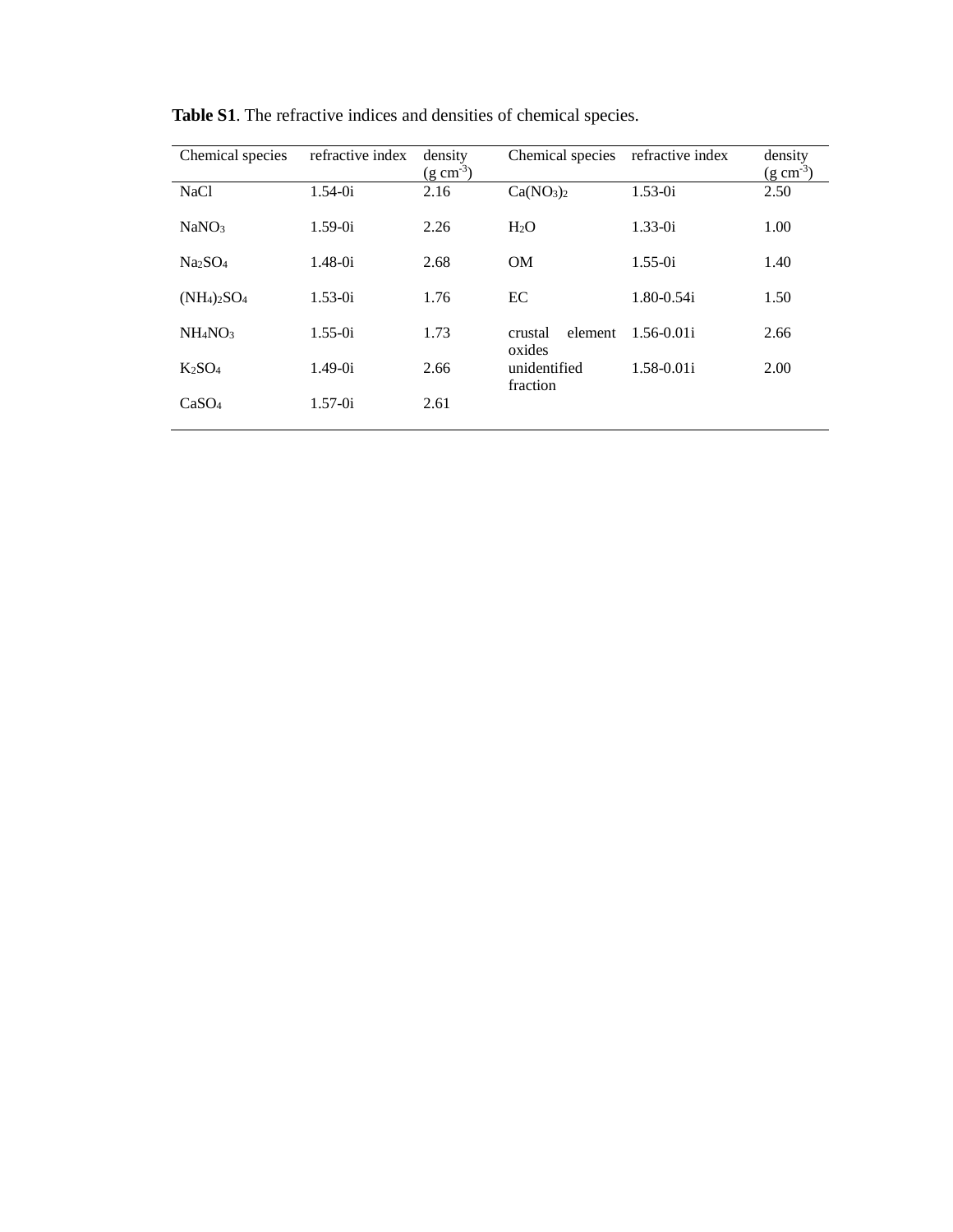**Table S1**. The refractive indices and densities of chemical species.

| Chemical species | refractive index | density (g cm$^{-3}$) | Chemical species | refractive index | density (g cm$^{-3}$) |
|---|---|---|---|---|---|
| $NaCl$ | 1.54-0i | 2.16 | $Ca(NO_3)_2$ | 1.53-0i | 2.50 |
| $NaNO_3$ | 1.59-0i | 2.26 | $H_2O$ | 1.33-0i | 1.00 |
| $Na_2SO_4$ | 1.48-0i | 2.68 | OM | 1.55-0i | 1.40 |
| $(NH_4)_2SO_4$ | 1.53-0i | 1.76 | EC | 1.80-0.54i | 1.50 |
| $NH_4NO_3$ | 1.55-0i | 1.73 | crustal element oxides | 1.56-0.01i | 2.66 |
| $K_2SO_4$ | 1.49-0i | 2.66 | unidentified fraction | 1.58-0.01i | 2.00 |
| $CaSO_4$ | 1.57-0i | 2.61 | | | |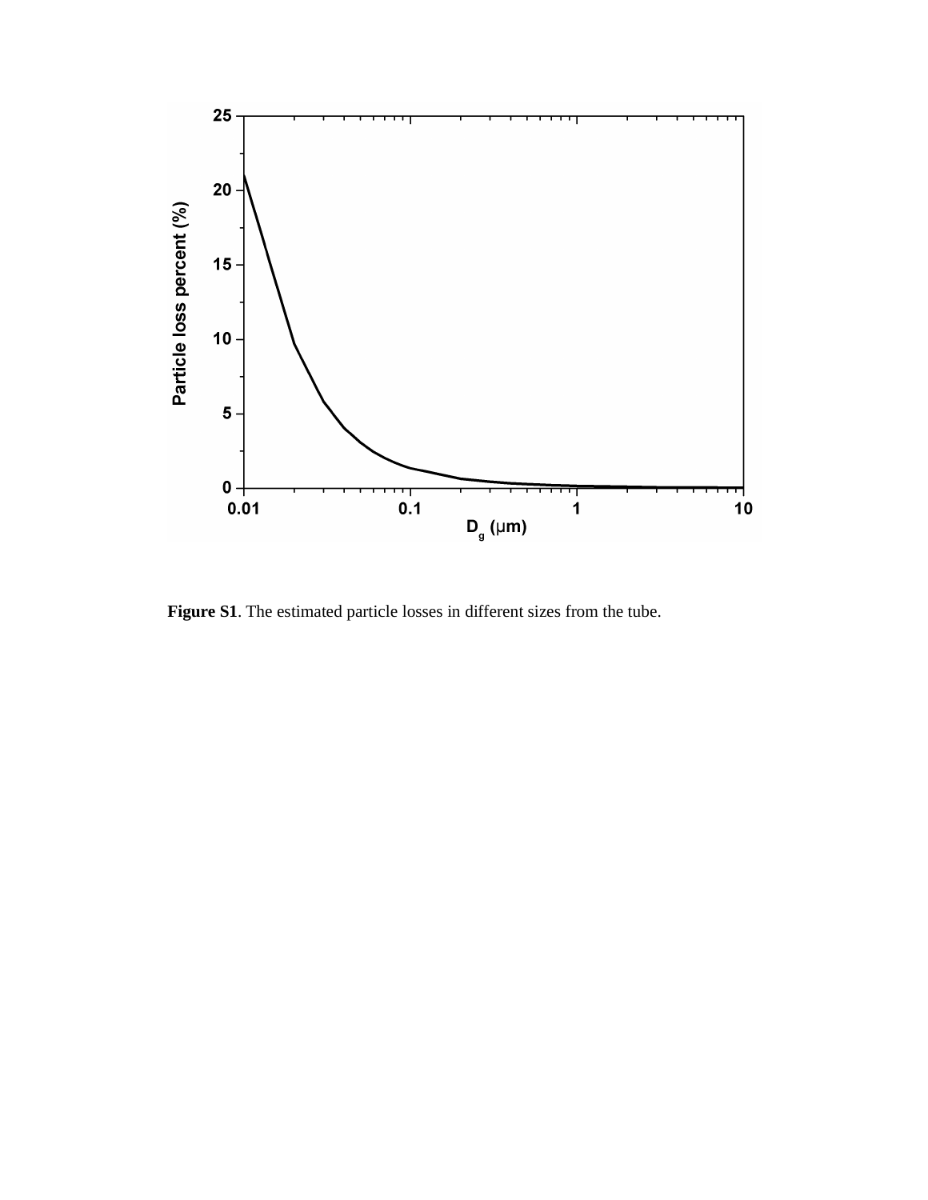**Figure S1**. The estimated particle losses in different sizes from the tube.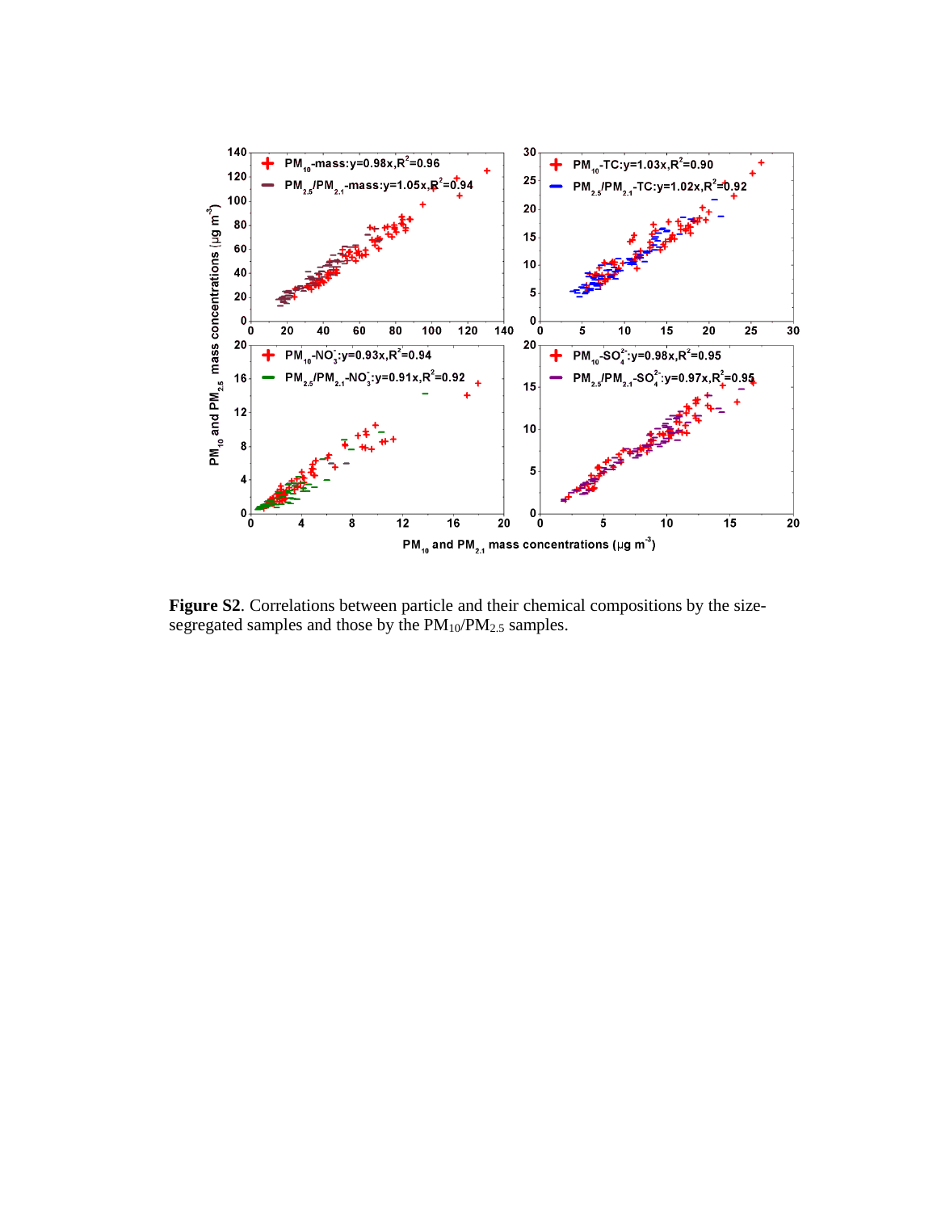**Figure S2**. Correlations between particle and their chemical compositions by the size-segregated samples and those by the $PM_{10}$/$PM_{2.5}$ samples.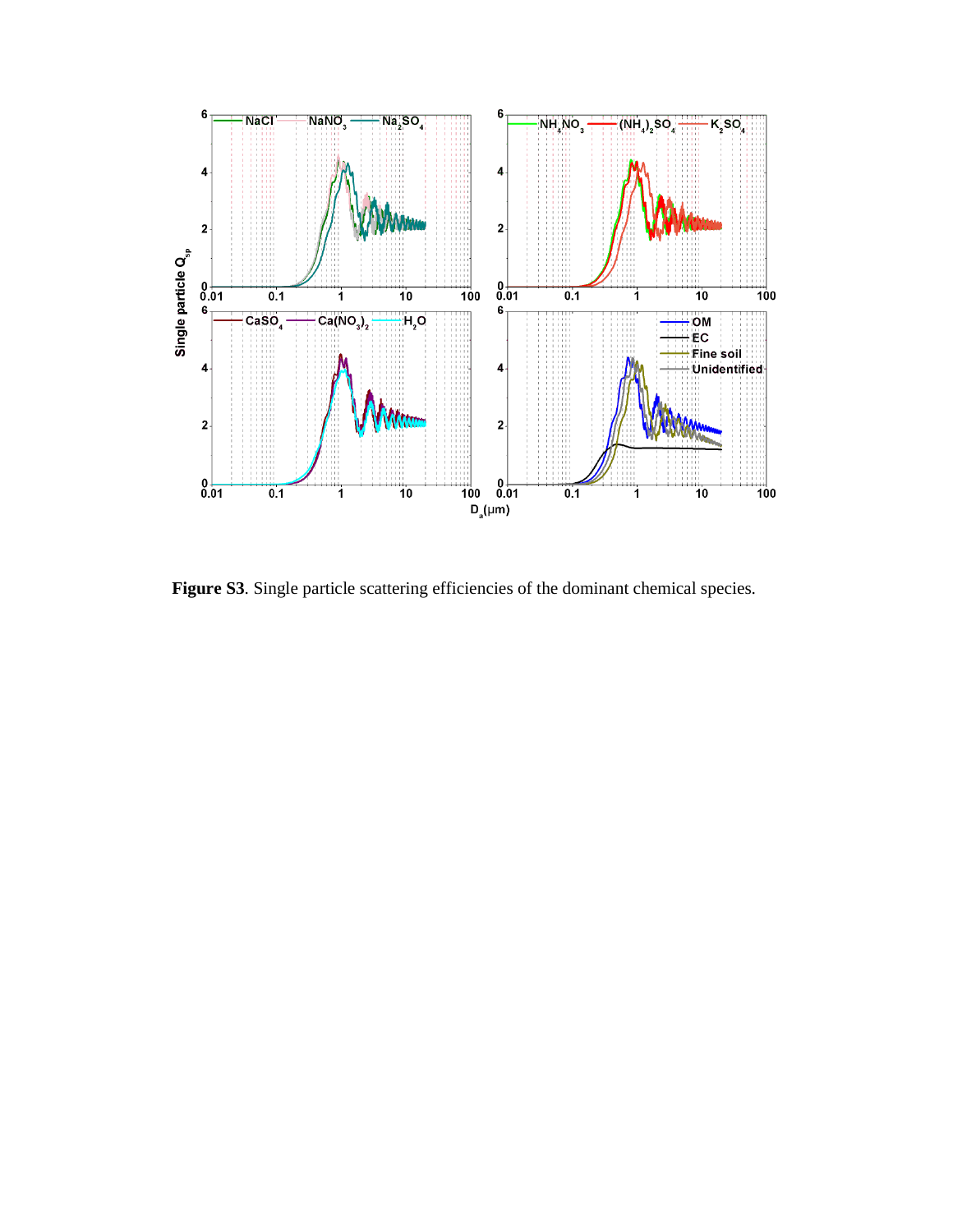**Figure S3**. Single particle scattering efficiencies of the dominant chemical species.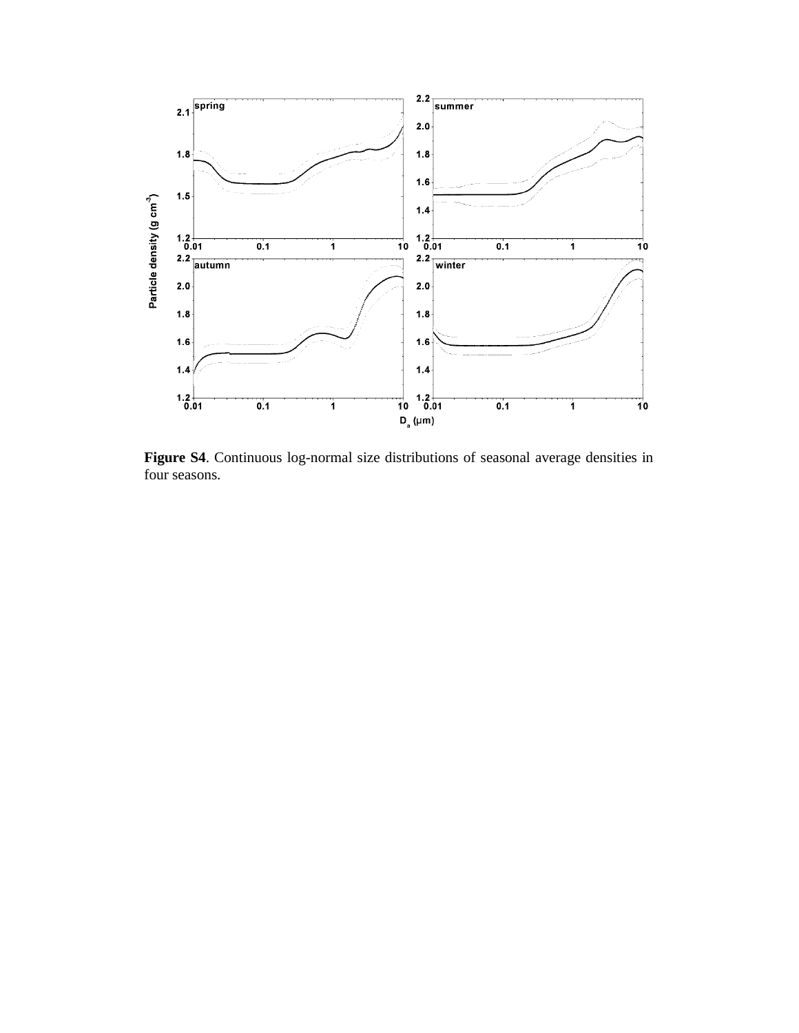**Figure S4**. Continuous log-normal size distributions of seasonal average densities in four seasons.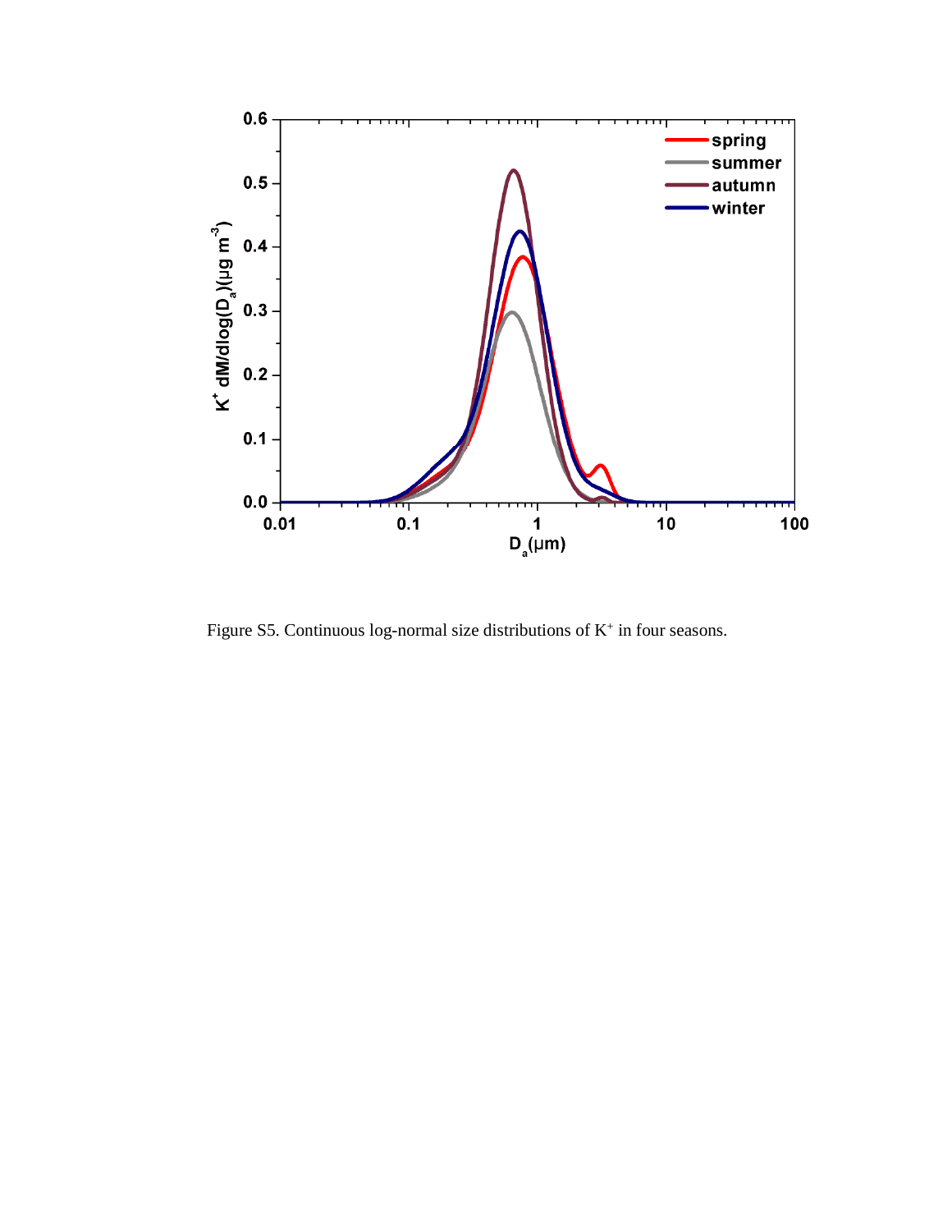Figure S5. Continuous log-normal size distributions of $K^+$ in four seasons.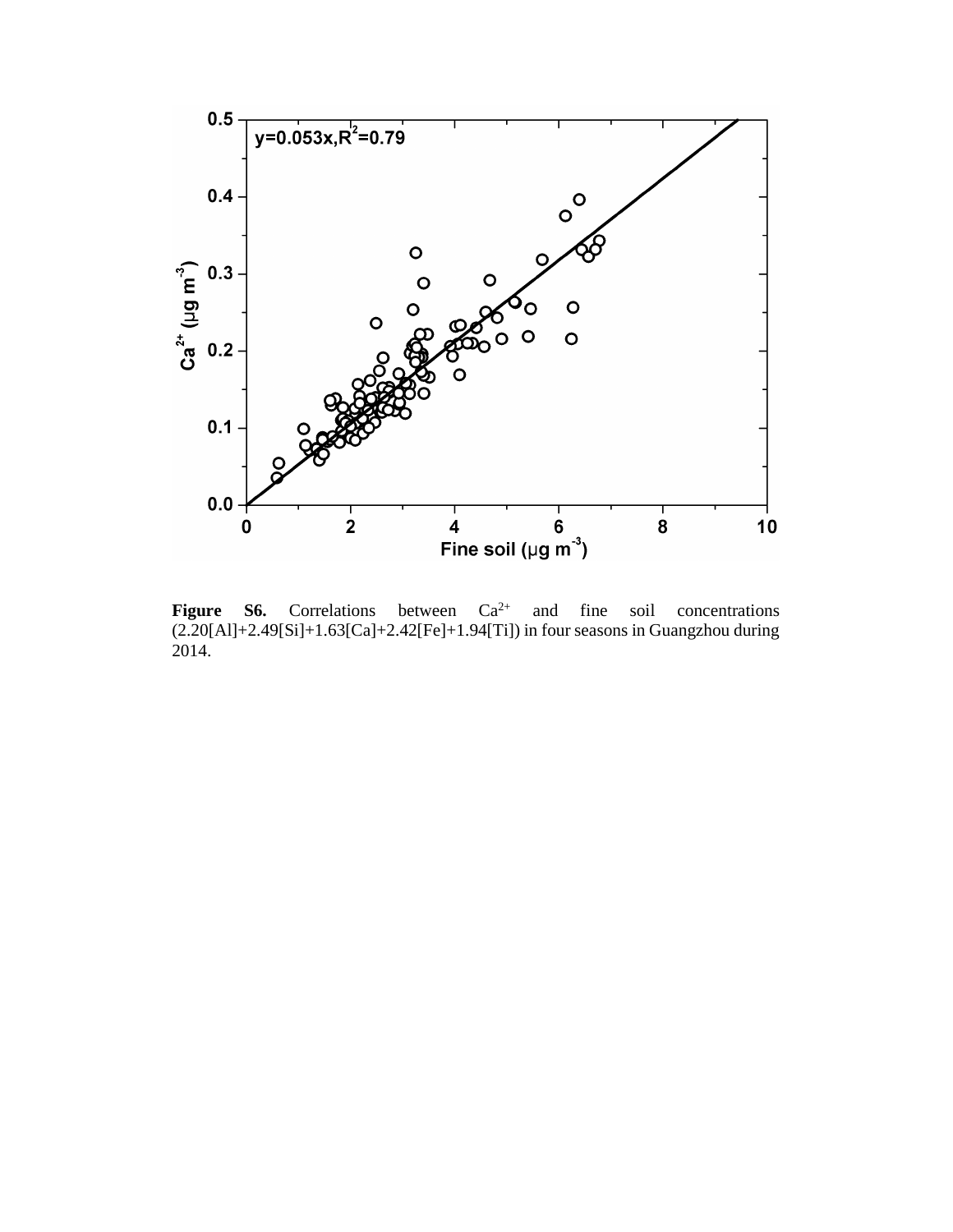**Figure S6.** Correlations between $Ca^{2+}$ and fine soil concentrations (2.20[Al]+2.49[Si]+1.63[Ca]+2.42[Fe]+1.94[Ti]) in four seasons in Guangzhou during 2014.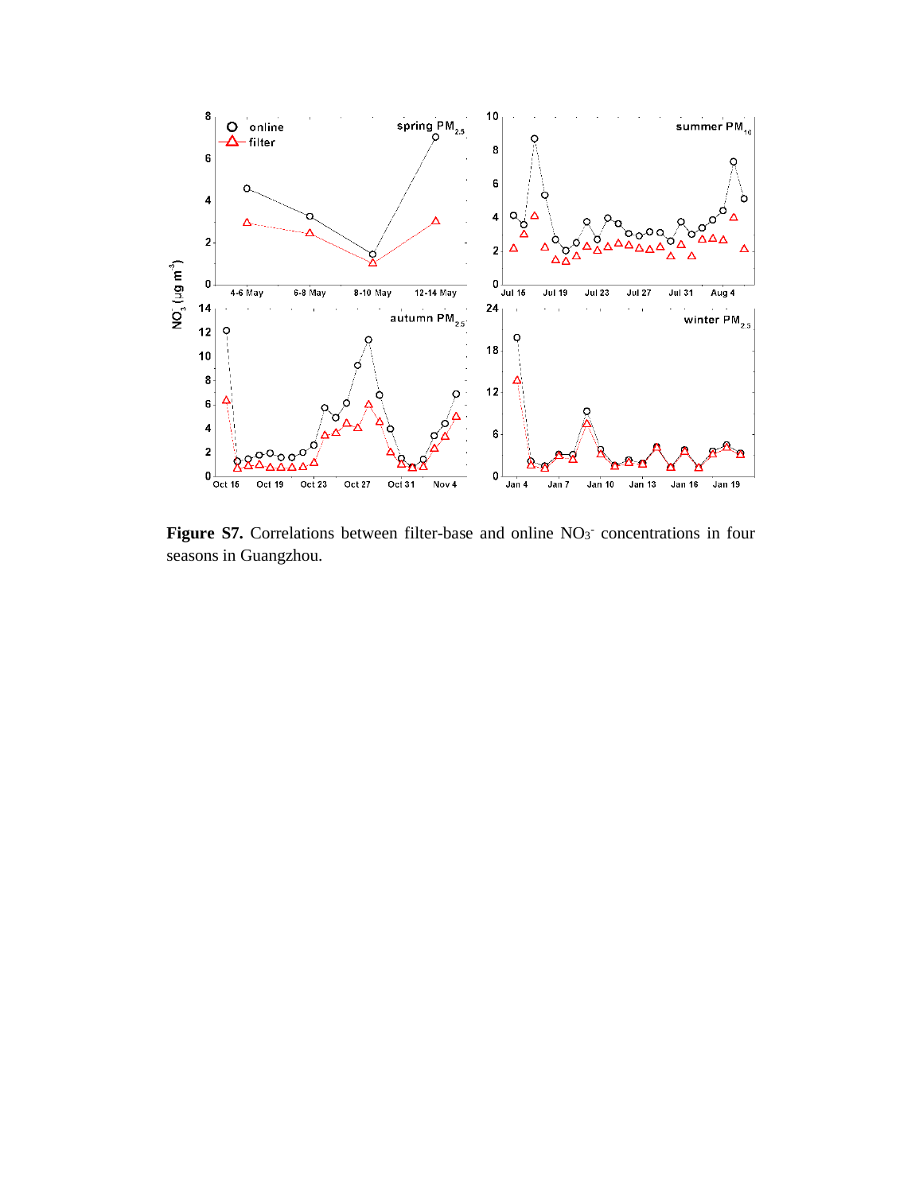**Figure S7.** Correlations between filter-base and online $NO_3^-$ concentrations in four seasons in Guangzhou.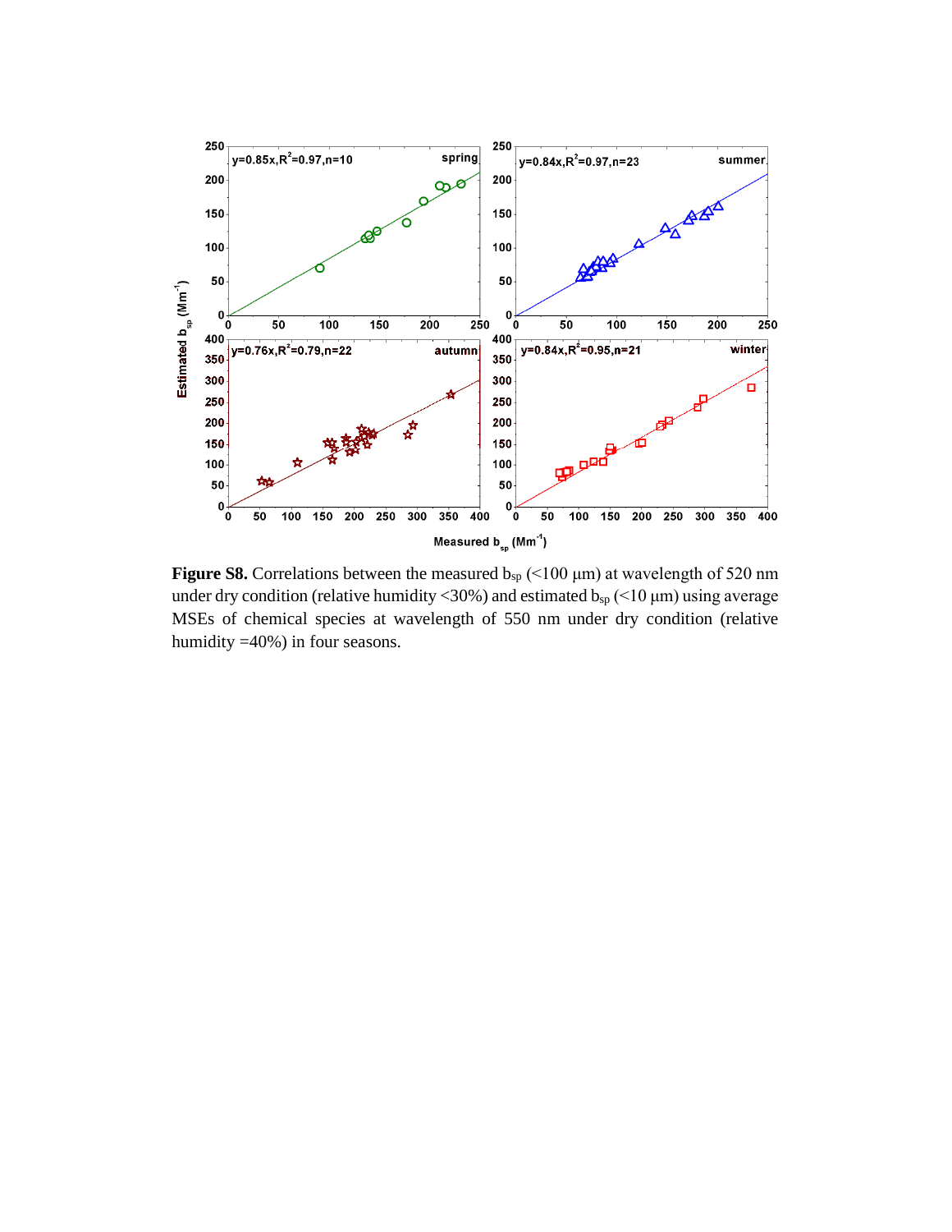y=0.85x,R²=0.97,n=10

spring

y=0.84x,R²=0.97,n=23

summer

y=0.76x,R²=0.79,n=22

autumn

y=0.84x,R²=0.95,n=21

winter

Estimated $b_{sp}$ ($Mm^{-1}$)

Measured $b_{sp}$ ($Mm^{-1}$)

**Figure S8.** Correlations between the measured $b_{sp}$ (<100 μm) at wavelength of 520 nm under dry condition (relative humidity <30%) and estimated $b_{sp}$ (<10 μm) using average MSEs of chemical species at wavelength of 550 nm under dry condition (relative humidity =40%) in four seasons.